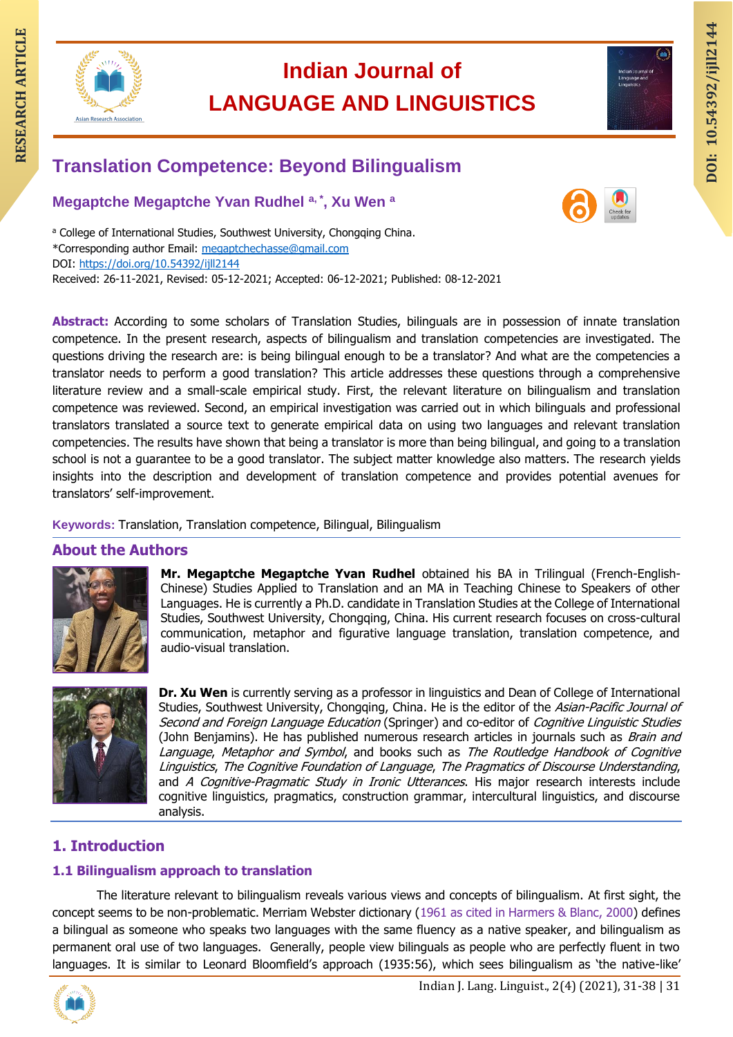# Translation Competence: Beyond Bilingualism

**Megaptche Megaptche Yvan Rudhel** [a,*], **Xu Wen** [a]

[a] College of International Studies, Southwest University, Chongqing China.
*Corresponding author Email: megaptchechasse@gmail.com
DOI: https://doi.org/10.54392/ijll2144
Received: 26-11-2021, Revised: 05-12-2021; Accepted: 06-12-2021; Published: 08-12-2021

**Abstract:** According to some scholars of Translation Studies, bilinguals are in possession of innate translation competence. In the present research, aspects of bilingualism and translation competencies are investigated. The questions driving the research are: is being bilingual enough to be a translator? And what are the competencies a translator needs to perform a good translation? This article addresses these questions through a comprehensive literature review and a small-scale empirical study. First, the relevant literature on bilingualism and translation competence was reviewed. Second, an empirical investigation was carried out in which bilinguals and professional translators translated a source text to generate empirical data on using two languages and relevant translation competencies. The results have shown that being a translator is more than being bilingual, and going to a translation school is not a guarantee to be a good translator. The subject matter knowledge also matters. The research yields insights into the description and development of translation competence and provides potential avenues for translators' self-improvement.

**Keywords:** Translation, Translation competence, Bilingual, Bilingualism

## About the Authors

**Mr. Megaptche Megaptche Yvan Rudhel** obtained his BA in Trilingual (French-English-Chinese) Studies Applied to Translation and an MA in Teaching Chinese to Speakers of other Languages. He is currently a Ph.D. candidate in Translation Studies at the College of International Studies, Southwest University, Chongqing, China. His current research focuses on cross-cultural communication, metaphor and figurative language translation, translation competence, and audio-visual translation.

**Dr. Xu Wen** is currently serving as a professor in linguistics and Dean of College of International Studies, Southwest University, Chongqing, China. He is the editor of the *Asian-Pacific Journal of Second and Foreign Language Education* (Springer) and co-editor of *Cognitive Linguistic Studies* (John Benjamins). He has published numerous research articles in journals such as *Brain and Language*, *Metaphor and Symbol*, and books such as *The Routledge Handbook of Cognitive Linguistics*, *The Cognitive Foundation of Language*, *The Pragmatics of Discourse Understanding*, and *A Cognitive-Pragmatic Study in Ironic Utterances*. His major research interests include cognitive linguistics, pragmatics, construction grammar, intercultural linguistics, and discourse analysis.

## 1. Introduction

### 1.1 Bilingualism approach to translation

The literature relevant to bilingualism reveals various views and concepts of bilingualism. At first sight, the concept seems to be non-problematic. Merriam Webster dictionary (1961 as cited in Harmers & Blanc, 2000) defines a bilingual as someone who speaks two languages with the same fluency as a native speaker, and bilingualism as permanent oral use of two languages. Generally, people view bilinguals as people who are perfectly fluent in two languages. It is similar to Leonard Bloomfield's approach (1935:56), which sees bilingualism as 'the native-like'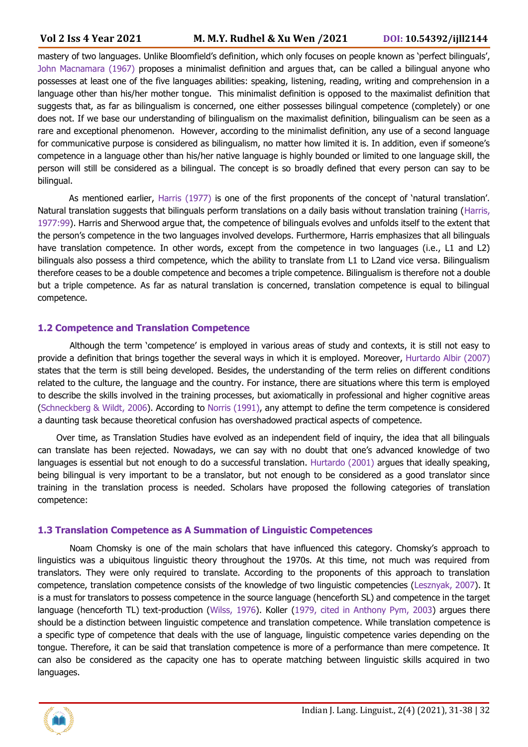mastery of two languages. Unlike Bloomfield's definition, which only focuses on people known as 'perfect bilinguals', John Macnamara (1967) proposes a minimalist definition and argues that, can be called a bilingual anyone who possesses at least one of the five languages abilities: speaking, listening, reading, writing and comprehension in a language other than his/her mother tongue. This minimalist definition is opposed to the maximalist definition that suggests that, as far as bilingualism is concerned, one either possesses bilingual competence (completely) or one does not. If we base our understanding of bilingualism on the maximalist definition, bilingualism can be seen as a rare and exceptional phenomenon. However, according to the minimalist definition, any use of a second language for communicative purpose is considered as bilingualism, no matter how limited it is. In addition, even if someone's competence in a language other than his/her native language is highly bounded or limited to one language skill, the person will still be considered as a bilingual. The concept is so broadly defined that every person can say to be bilingual.

As mentioned earlier, Harris (1977) is one of the first proponents of the concept of 'natural translation'. Natural translation suggests that bilinguals perform translations on a daily basis without translation training (Harris, 1977:99). Harris and Sherwood argue that, the competence of bilinguals evolves and unfolds itself to the extent that the person's competence in the two languages involved develops. Furthermore, Harris emphasizes that all bilinguals have translation competence. In other words, except from the competence in two languages (i.e., L1 and L2) bilinguals also possess a third competence, which the ability to translate from L1 to L2and vice versa. Bilingualism therefore ceases to be a double competence and becomes a triple competence. Bilingualism is therefore not a double but a triple competence. As far as natural translation is concerned, translation competence is equal to bilingual competence.

### 1.2 Competence and Translation Competence

Although the term 'competence' is employed in various areas of study and contexts, it is still not easy to provide a definition that brings together the several ways in which it is employed. Moreover, Hurtardo Albir (2007) states that the term is still being developed. Besides, the understanding of the term relies on different conditions related to the culture, the language and the country. For instance, there are situations where this term is employed to describe the skills involved in the training processes, but axiomatically in professional and higher cognitive areas (Schneckberg & Wildt, 2006). According to Norris (1991), any attempt to define the term competence is considered a daunting task because theoretical confusion has overshadowed practical aspects of competence.

Over time, as Translation Studies have evolved as an independent field of inquiry, the idea that all bilinguals can translate has been rejected. Nowadays, we can say with no doubt that one's advanced knowledge of two languages is essential but not enough to do a successful translation. Hurtardo (2001) argues that ideally speaking, being bilingual is very important to be a translator, but not enough to be considered as a good translator since training in the translation process is needed. Scholars have proposed the following categories of translation competence:

### 1.3 Translation Competence as A Summation of Linguistic Competences

Noam Chomsky is one of the main scholars that have influenced this category. Chomsky's approach to linguistics was a ubiquitous linguistic theory throughout the 1970s. At this time, not much was required from translators. They were only required to translate. According to the proponents of this approach to translation competence, translation competence consists of the knowledge of two linguistic competencies (Lesznyak, 2007). It is a must for translators to possess competence in the source language (henceforth SL) and competence in the target language (henceforth TL) text-production (Wilss, 1976). Koller (1979, cited in Anthony Pym, 2003) argues there should be a distinction between linguistic competence and translation competence. While translation competence is a specific type of competence that deals with the use of language, linguistic competence varies depending on the tongue. Therefore, it can be said that translation competence is more of a performance than mere competence. It can also be considered as the capacity one has to operate matching between linguistic skills acquired in two languages.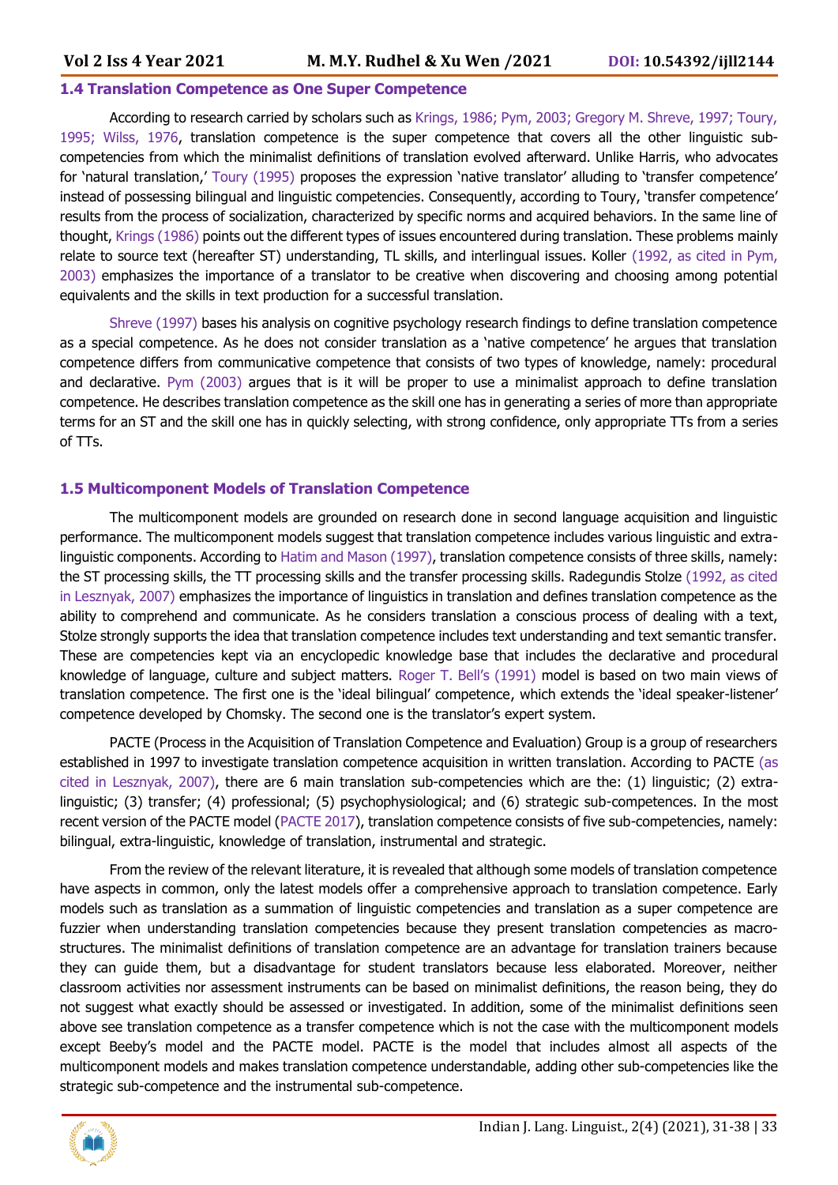### 1.4 Translation Competence as One Super Competence

According to research carried by scholars such as Krings, 1986; Pym, 2003; Gregory M. Shreve, 1997; Toury, 1995; Wilss, 1976, translation competence is the super competence that covers all the other linguistic sub-competencies from which the minimalist definitions of translation evolved afterward. Unlike Harris, who advocates for 'natural translation,' Toury (1995) proposes the expression 'native translator' alluding to 'transfer competence' instead of possessing bilingual and linguistic competencies. Consequently, according to Toury, 'transfer competence' results from the process of socialization, characterized by specific norms and acquired behaviors. In the same line of thought, Krings (1986) points out the different types of issues encountered during translation. These problems mainly relate to source text (hereafter ST) understanding, TL skills, and interlingual issues. Koller (1992, as cited in Pym, 2003) emphasizes the importance of a translator to be creative when discovering and choosing among potential equivalents and the skills in text production for a successful translation.

Shreve (1997) bases his analysis on cognitive psychology research findings to define translation competence as a special competence. As he does not consider translation as a 'native competence' he argues that translation competence differs from communicative competence that consists of two types of knowledge, namely: procedural and declarative. Pym (2003) argues that is it will be proper to use a minimalist approach to define translation competence. He describes translation competence as the skill one has in generating a series of more than appropriate terms for an ST and the skill one has in quickly selecting, with strong confidence, only appropriate TTs from a series of TTs.

### 1.5 Multicomponent Models of Translation Competence

The multicomponent models are grounded on research done in second language acquisition and linguistic performance. The multicomponent models suggest that translation competence includes various linguistic and extra-linguistic components. According to Hatim and Mason (1997), translation competence consists of three skills, namely: the ST processing skills, the TT processing skills and the transfer processing skills. Radegundis Stolze (1992, as cited in Lesznyak, 2007) emphasizes the importance of linguistics in translation and defines translation competence as the ability to comprehend and communicate. As he considers translation a conscious process of dealing with a text, Stolze strongly supports the idea that translation competence includes text understanding and text semantic transfer. These are competencies kept via an encyclopedic knowledge base that includes the declarative and procedural knowledge of language, culture and subject matters. Roger T. Bell's (1991) model is based on two main views of translation competence. The first one is the 'ideal bilingual' competence, which extends the 'ideal speaker-listener' competence developed by Chomsky. The second one is the translator's expert system.

PACTE (Process in the Acquisition of Translation Competence and Evaluation) Group is a group of researchers established in 1997 to investigate translation competence acquisition in written translation. According to PACTE (as cited in Lesznyak, 2007), there are 6 main translation sub-competencies which are the: (1) linguistic; (2) extra-linguistic; (3) transfer; (4) professional; (5) psychophysiological; and (6) strategic sub-competences. In the most recent version of the PACTE model (PACTE 2017), translation competence consists of five sub-competencies, namely: bilingual, extra-linguistic, knowledge of translation, instrumental and strategic.

From the review of the relevant literature, it is revealed that although some models of translation competence have aspects in common, only the latest models offer a comprehensive approach to translation competence. Early models such as translation as a summation of linguistic competencies and translation as a super competence are fuzzier when understanding translation competencies because they present translation competencies as macro-structures. The minimalist definitions of translation competence are an advantage for translation trainers because they can guide them, but a disadvantage for student translators because less elaborated. Moreover, neither classroom activities nor assessment instruments can be based on minimalist definitions, the reason being, they do not suggest what exactly should be assessed or investigated. In addition, some of the minimalist definitions seen above see translation competence as a transfer competence which is not the case with the multicomponent models except Beeby's model and the PACTE model. PACTE is the model that includes almost all aspects of the multicomponent models and makes translation competence understandable, adding other sub-competencies like the strategic sub-competence and the instrumental sub-competence.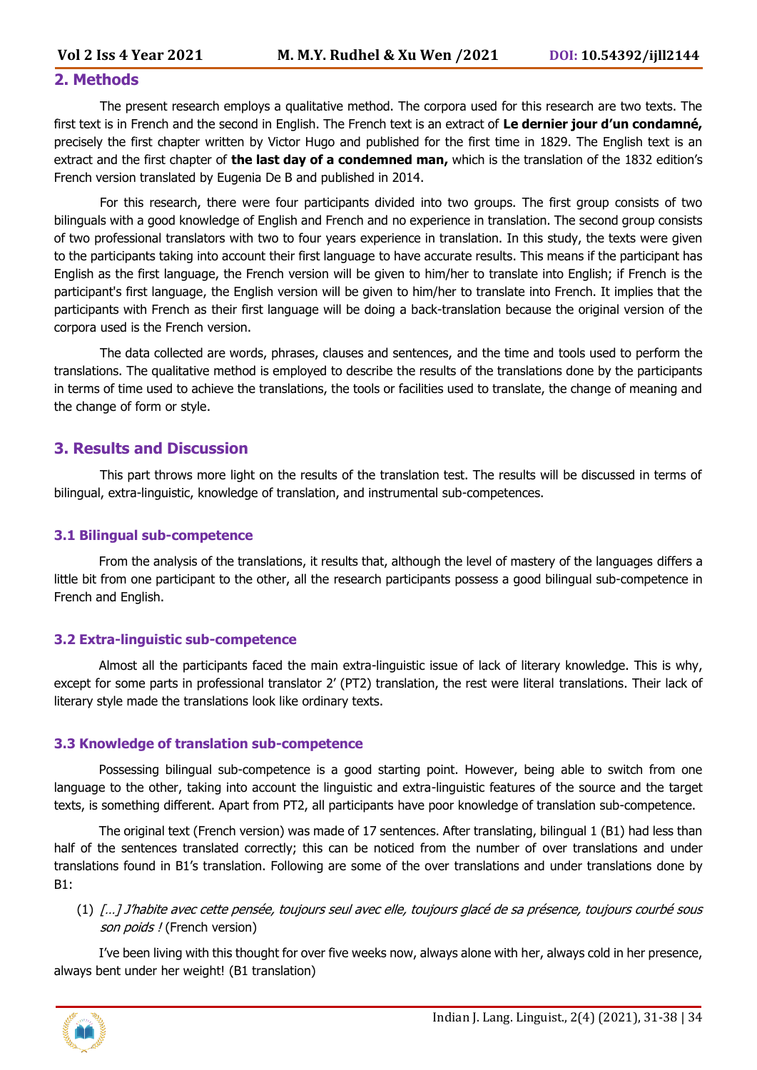## 2. Methods

The present research employs a qualitative method. The corpora used for this research are two texts. The first text is in French and the second in English. The French text is an extract of **Le dernier jour d'un condamné,** precisely the first chapter written by Victor Hugo and published for the first time in 1829. The English text is an extract and the first chapter of **the last day of a condemned man,** which is the translation of the 1832 edition's French version translated by Eugenia De B and published in 2014.

For this research, there were four participants divided into two groups. The first group consists of two bilinguals with a good knowledge of English and French and no experience in translation. The second group consists of two professional translators with two to four years experience in translation. In this study, the texts were given to the participants taking into account their first language to have accurate results. This means if the participant has English as the first language, the French version will be given to him/her to translate into English; if French is the participant's first language, the English version will be given to him/her to translate into French. It implies that the participants with French as their first language will be doing a back-translation because the original version of the corpora used is the French version.

The data collected are words, phrases, clauses and sentences, and the time and tools used to perform the translations. The qualitative method is employed to describe the results of the translations done by the participants in terms of time used to achieve the translations, the tools or facilities used to translate, the change of meaning and the change of form or style.

## 3. Results and Discussion

This part throws more light on the results of the translation test. The results will be discussed in terms of bilingual, extra-linguistic, knowledge of translation, and instrumental sub-competences.

### 3.1 Bilingual sub-competence

From the analysis of the translations, it results that, although the level of mastery of the languages differs a little bit from one participant to the other, all the research participants possess a good bilingual sub-competence in French and English.

### 3.2 Extra-linguistic sub-competence

Almost all the participants faced the main extra-linguistic issue of lack of literary knowledge. This is why, except for some parts in professional translator 2' (PT2) translation, the rest were literal translations. Their lack of literary style made the translations look like ordinary texts.

### 3.3 Knowledge of translation sub-competence

Possessing bilingual sub-competence is a good starting point. However, being able to switch from one language to the other, taking into account the linguistic and extra-linguistic features of the source and the target texts, is something different. Apart from PT2, all participants have poor knowledge of translation sub-competence.

The original text (French version) was made of 17 sentences. After translating, bilingual 1 (B1) had less than half of the sentences translated correctly; this can be noticed from the number of over translations and under translations found in B1's translation. Following are some of the over translations and under translations done by B1:

(1) *[…] J'habite avec cette pensée, toujours seul avec elle, toujours glacé de sa présence, toujours courbé sous son poids !* (French version)

I've been living with this thought for over five weeks now, always alone with her, always cold in her presence, always bent under her weight! (B1 translation)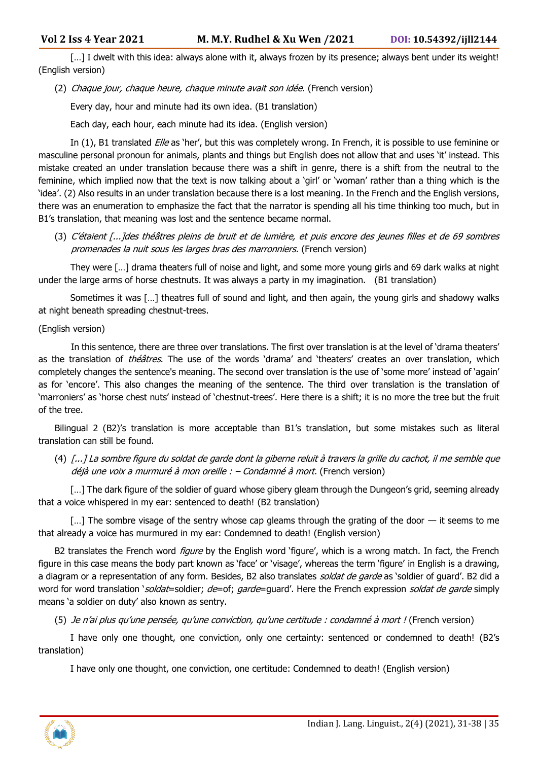[…] I dwelt with this idea: always alone with it, always frozen by its presence; always bent under its weight! (English version)

(2) *Chaque jour, chaque heure, chaque minute avait son idée*. (French version)

Every day, hour and minute had its own idea. (B1 translation)

Each day, each hour, each minute had its idea. (English version)

In (1), B1 translated *Elle* as 'her', but this was completely wrong. In French, it is possible to use feminine or masculine personal pronoun for animals, plants and things but English does not allow that and uses 'it' instead. This mistake created an under translation because there was a shift in genre, there is a shift from the neutral to the feminine, which implied now that the text is now talking about a 'girl' or 'woman' rather than a thing which is the 'idea'. (2) Also results in an under translation because there is a lost meaning. In the French and the English versions, there was an enumeration to emphasize the fact that the narrator is spending all his time thinking too much, but in B1's translation, that meaning was lost and the sentence became normal.

(3) *C'étaient [...]des théâtres pleins de bruit et de lumière, et puis encore des jeunes filles et de 69 sombres promenades la nuit sous les larges bras des marronniers*. (French version)

They were […] drama theaters full of noise and light, and some more young girls and 69 dark walks at night under the large arms of horse chestnuts. It was always a party in my imagination. (B1 translation)

Sometimes it was […] theatres full of sound and light, and then again, the young girls and shadowy walks at night beneath spreading chestnut-trees.

(English version)

In this sentence, there are three over translations. The first over translation is at the level of 'drama theaters' as the translation of *théâtres*. The use of the words 'drama' and 'theaters' creates an over translation, which completely changes the sentence's meaning. The second over translation is the use of 'some more' instead of 'again' as for 'encore'. This also changes the meaning of the sentence. The third over translation is the translation of 'marroniers' as 'horse chest nuts' instead of 'chestnut-trees'. Here there is a shift; it is no more the tree but the fruit of the tree.

Bilingual 2 (B2)'s translation is more acceptable than B1's translation, but some mistakes such as literal translation can still be found.

(4) *[...] La sombre figure du soldat de garde dont la giberne reluit à travers la grille du cachot, il me semble que déjà une voix a murmuré à mon oreille : – Condamné à mort.* (French version)

[…] The dark figure of the soldier of guard whose gibery gleam through the Dungeon's grid, seeming already that a voice whispered in my ear: sentenced to death! (B2 translation)

[…] The sombre visage of the sentry whose cap gleams through the grating of the door — it seems to me that already a voice has murmured in my ear: Condemned to death! (English version)

B2 translates the French word *figure* by the English word 'figure', which is a wrong match. In fact, the French figure in this case means the body part known as 'face' or 'visage', whereas the term 'figure' in English is a drawing, a diagram or a representation of any form. Besides, B2 also translates *soldat de garde* as 'soldier of guard'. B2 did a word for word translation '*soldat*=soldier; *de*=of; *garde*=guard'. Here the French expression *soldat de garde* simply means 'a soldier on duty' also known as sentry.

(5) *Je n'ai plus qu'une pensée, qu'une conviction, qu'une certitude : condamné à mort !* (French version)

I have only one thought, one conviction, only one certainty: sentenced or condemned to death! (B2's translation)

I have only one thought, one conviction, one certitude: Condemned to death! (English version)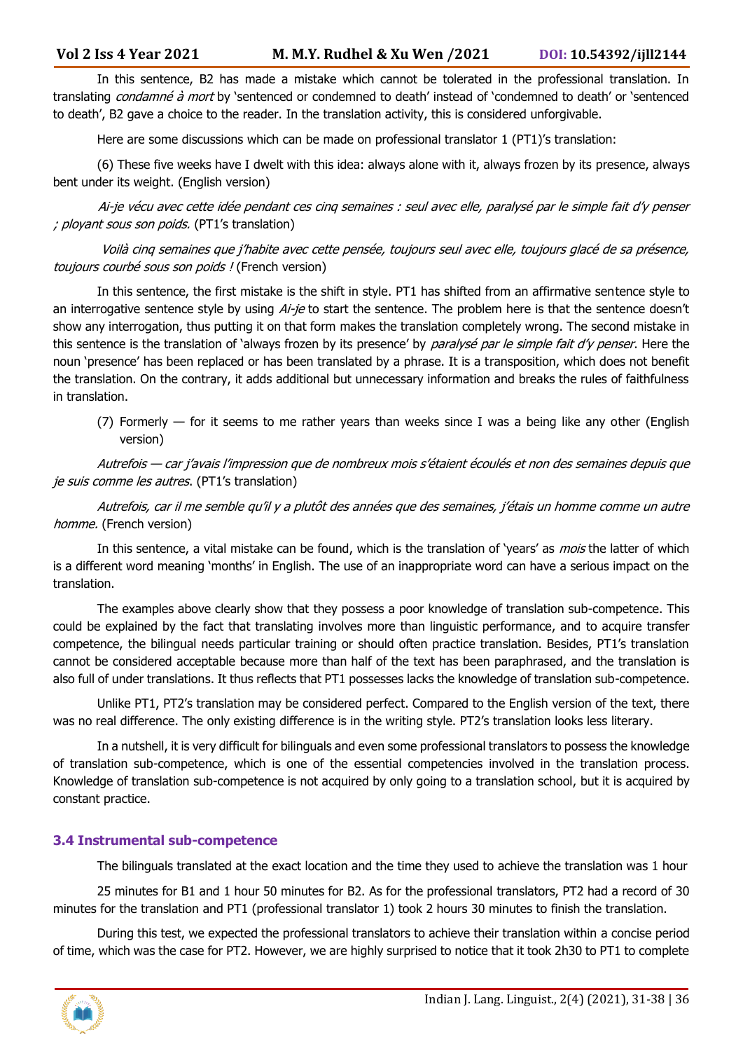In this sentence, B2 has made a mistake which cannot be tolerated in the professional translation. In translating *condamné à mort* by 'sentenced or condemned to death' instead of 'condemned to death' or 'sentenced to death', B2 gave a choice to the reader. In the translation activity, this is considered unforgivable.

Here are some discussions which can be made on professional translator 1 (PT1)'s translation:

(6) These five weeks have I dwelt with this idea: always alone with it, always frozen by its presence, always bent under its weight. (English version)

*Ai-je vécu avec cette idée pendant ces cinq semaines : seul avec elle, paralysé par le simple fait d'y penser ; ployant sous son poids.* (PT1's translation)

*Voilà cinq semaines que j'habite avec cette pensée, toujours seul avec elle, toujours glacé de sa présence, toujours courbé sous son poids !* (French version)

In this sentence, the first mistake is the shift in style. PT1 has shifted from an affirmative sentence style to an interrogative sentence style by using *Ai-je* to start the sentence. The problem here is that the sentence doesn't show any interrogation, thus putting it on that form makes the translation completely wrong. The second mistake in this sentence is the translation of 'always frozen by its presence' by *paralysé par le simple fait d'y penser*. Here the noun 'presence' has been replaced or has been translated by a phrase. It is a transposition, which does not benefit the translation. On the contrary, it adds additional but unnecessary information and breaks the rules of faithfulness in translation.

(7) Formerly — for it seems to me rather years than weeks since I was a being like any other (English version)

*Autrefois — car j'avais l'impression que de nombreux mois s'étaient écoulés et non des semaines depuis que je suis comme les autres*. (PT1's translation)

*Autrefois, car il me semble qu'il y a plutôt des années que des semaines, j'étais un homme comme un autre homme.* (French version)

In this sentence, a vital mistake can be found, which is the translation of 'years' as *mois* the latter of which is a different word meaning 'months' in English. The use of an inappropriate word can have a serious impact on the translation.

The examples above clearly show that they possess a poor knowledge of translation sub-competence. This could be explained by the fact that translating involves more than linguistic performance, and to acquire transfer competence, the bilingual needs particular training or should often practice translation. Besides, PT1's translation cannot be considered acceptable because more than half of the text has been paraphrased, and the translation is also full of under translations. It thus reflects that PT1 possesses lacks the knowledge of translation sub-competence.

Unlike PT1, PT2's translation may be considered perfect. Compared to the English version of the text, there was no real difference. The only existing difference is in the writing style. PT2's translation looks less literary.

In a nutshell, it is very difficult for bilinguals and even some professional translators to possess the knowledge of translation sub-competence, which is one of the essential competencies involved in the translation process. Knowledge of translation sub-competence is not acquired by only going to a translation school, but it is acquired by constant practice.

### 3.4 Instrumental sub-competence

The bilinguals translated at the exact location and the time they used to achieve the translation was 1 hour

25 minutes for B1 and 1 hour 50 minutes for B2. As for the professional translators, PT2 had a record of 30 minutes for the translation and PT1 (professional translator 1) took 2 hours 30 minutes to finish the translation.

During this test, we expected the professional translators to achieve their translation within a concise period of time, which was the case for PT2. However, we are highly surprised to notice that it took 2h30 to PT1 to complete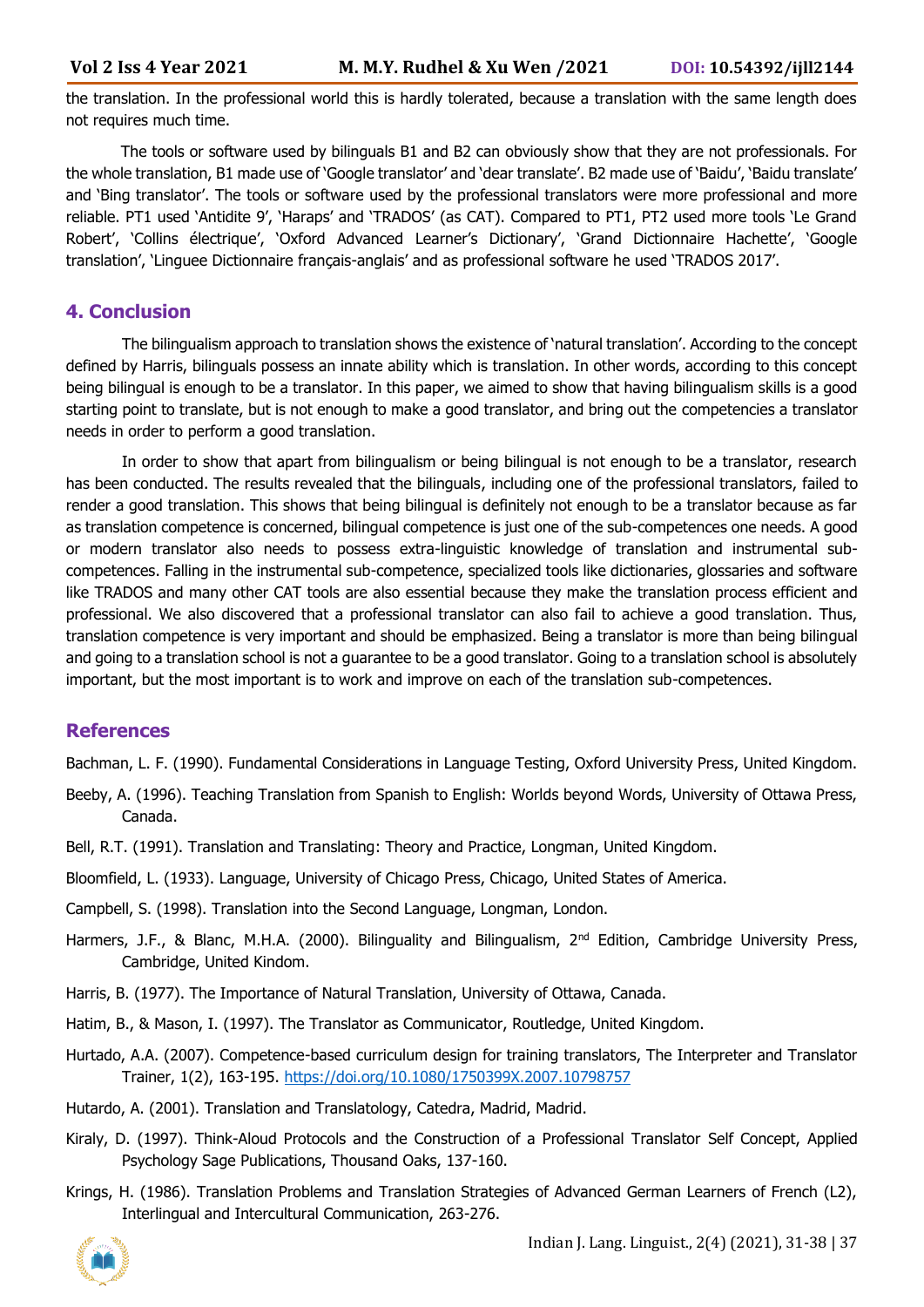the translation. In the professional world this is hardly tolerated, because a translation with the same length does not requires much time.

The tools or software used by bilinguals B1 and B2 can obviously show that they are not professionals. For the whole translation, B1 made use of 'Google translator' and 'dear translate'. B2 made use of 'Baidu', 'Baidu translate' and 'Bing translator'. The tools or software used by the professional translators were more professional and more reliable. PT1 used 'Antidite 9', 'Haraps' and 'TRADOS' (as CAT). Compared to PT1, PT2 used more tools 'Le Grand Robert', 'Collins électrique', 'Oxford Advanced Learner's Dictionary', 'Grand Dictionnaire Hachette', 'Google translation', 'Linguee Dictionnaire français-anglais' and as professional software he used 'TRADOS 2017'.

## 4. Conclusion

The bilingualism approach to translation shows the existence of 'natural translation'. According to the concept defined by Harris, bilinguals possess an innate ability which is translation. In other words, according to this concept being bilingual is enough to be a translator. In this paper, we aimed to show that having bilingualism skills is a good starting point to translate, but is not enough to make a good translator, and bring out the competencies a translator needs in order to perform a good translation.

In order to show that apart from bilingualism or being bilingual is not enough to be a translator, research has been conducted. The results revealed that the bilinguals, including one of the professional translators, failed to render a good translation. This shows that being bilingual is definitely not enough to be a translator because as far as translation competence is concerned, bilingual competence is just one of the sub-competences one needs. A good or modern translator also needs to possess extra-linguistic knowledge of translation and instrumental sub-competences. Falling in the instrumental sub-competence, specialized tools like dictionaries, glossaries and software like TRADOS and many other CAT tools are also essential because they make the translation process efficient and professional. We also discovered that a professional translator can also fail to achieve a good translation. Thus, translation competence is very important and should be emphasized. Being a translator is more than being bilingual and going to a translation school is not a guarantee to be a good translator. Going to a translation school is absolutely important, but the most important is to work and improve on each of the translation sub-competences.

## References

Bachman, L. F. (1990). Fundamental Considerations in Language Testing, Oxford University Press, United Kingdom.

Beeby, A. (1996). Teaching Translation from Spanish to English: Worlds beyond Words, University of Ottawa Press, Canada.

Bell, R.T. (1991). Translation and Translating: Theory and Practice, Longman, United Kingdom.

Bloomfield, L. (1933). Language, University of Chicago Press, Chicago, United States of America.

Campbell, S. (1998). Translation into the Second Language, Longman, London.

Harmers, J.F., & Blanc, M.H.A. (2000). Bilinguality and Bilingualism, 2nd Edition, Cambridge University Press, Cambridge, United Kindom.

Harris, B. (1977). The Importance of Natural Translation, University of Ottawa, Canada.

Hatim, B., & Mason, I. (1997). The Translator as Communicator, Routledge, United Kingdom.

Hurtado, A.A. (2007). Competence-based curriculum design for training translators, The Interpreter and Translator Trainer, 1(2), 163-195. https://doi.org/10.1080/1750399X.2007.10798757

Hutardo, A. (2001). Translation and Translatology, Catedra, Madrid, Madrid.

Kiraly, D. (1997). Think-Aloud Protocols and the Construction of a Professional Translator Self Concept, Applied Psychology Sage Publications, Thousand Oaks, 137-160.

Krings, H. (1986). Translation Problems and Translation Strategies of Advanced German Learners of French (L2), Interlingual and Intercultural Communication, 263-276.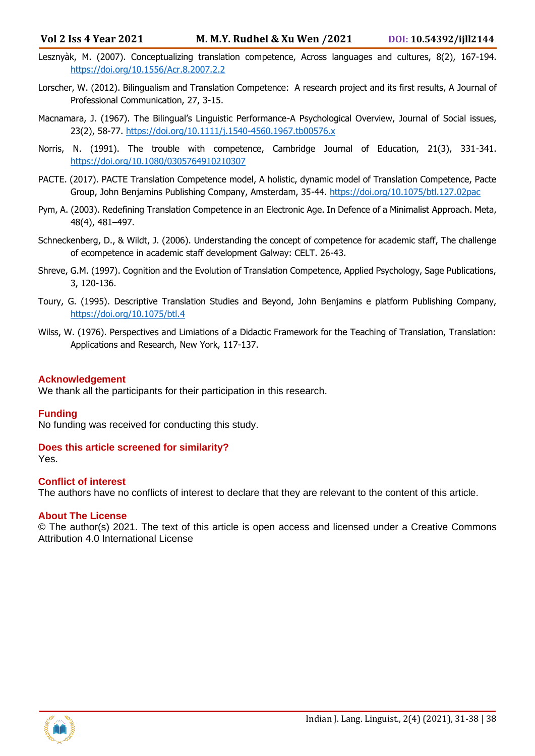Lesznyàk, M. (2007). Conceptualizing translation competence, Across languages and cultures, 8(2), 167-194. https://doi.org/10.1556/Acr.8.2007.2.2

Lorscher, W. (2012). Bilingualism and Translation Competence: A research project and its first results, A Journal of Professional Communication, 27, 3-15.

Macnamara, J. (1967). The Bilingual's Linguistic Performance-A Psychological Overview, Journal of Social issues, 23(2), 58-77. https://doi.org/10.1111/j.1540-4560.1967.tb00576.x

Norris, N. (1991). The trouble with competence, Cambridge Journal of Education, 21(3), 331-341. https://doi.org/10.1080/0305764910210307

PACTE. (2017). PACTE Translation Competence model, A holistic, dynamic model of Translation Competence, Pacte Group, John Benjamins Publishing Company, Amsterdam, 35-44. https://doi.org/10.1075/btl.127.02pac

Pym, A. (2003). Redefining Translation Competence in an Electronic Age. In Defence of a Minimalist Approach. Meta, 48(4), 481–497.

Schneckenberg, D., & Wildt, J. (2006). Understanding the concept of competence for academic staff, The challenge of ecompetence in academic staff development Galway: CELT. 26-43.

Shreve, G.M. (1997). Cognition and the Evolution of Translation Competence, Applied Psychology, Sage Publications, 3, 120-136.

Toury, G. (1995). Descriptive Translation Studies and Beyond, John Benjamins e platform Publishing Company, https://doi.org/10.1075/btl.4

Wilss, W. (1976). Perspectives and Limiations of a Didactic Framework for the Teaching of Translation, Translation: Applications and Research, New York, 117-137.

## Acknowledgement

We thank all the participants for their participation in this research.

## Funding

No funding was received for conducting this study.

## Does this article screened for similarity?

Yes.

## Conflict of interest

The authors have no conflicts of interest to declare that they are relevant to the content of this article.

## About The License

© The author(s) 2021. The text of this article is open access and licensed under a Creative Commons Attribution 4.0 International License